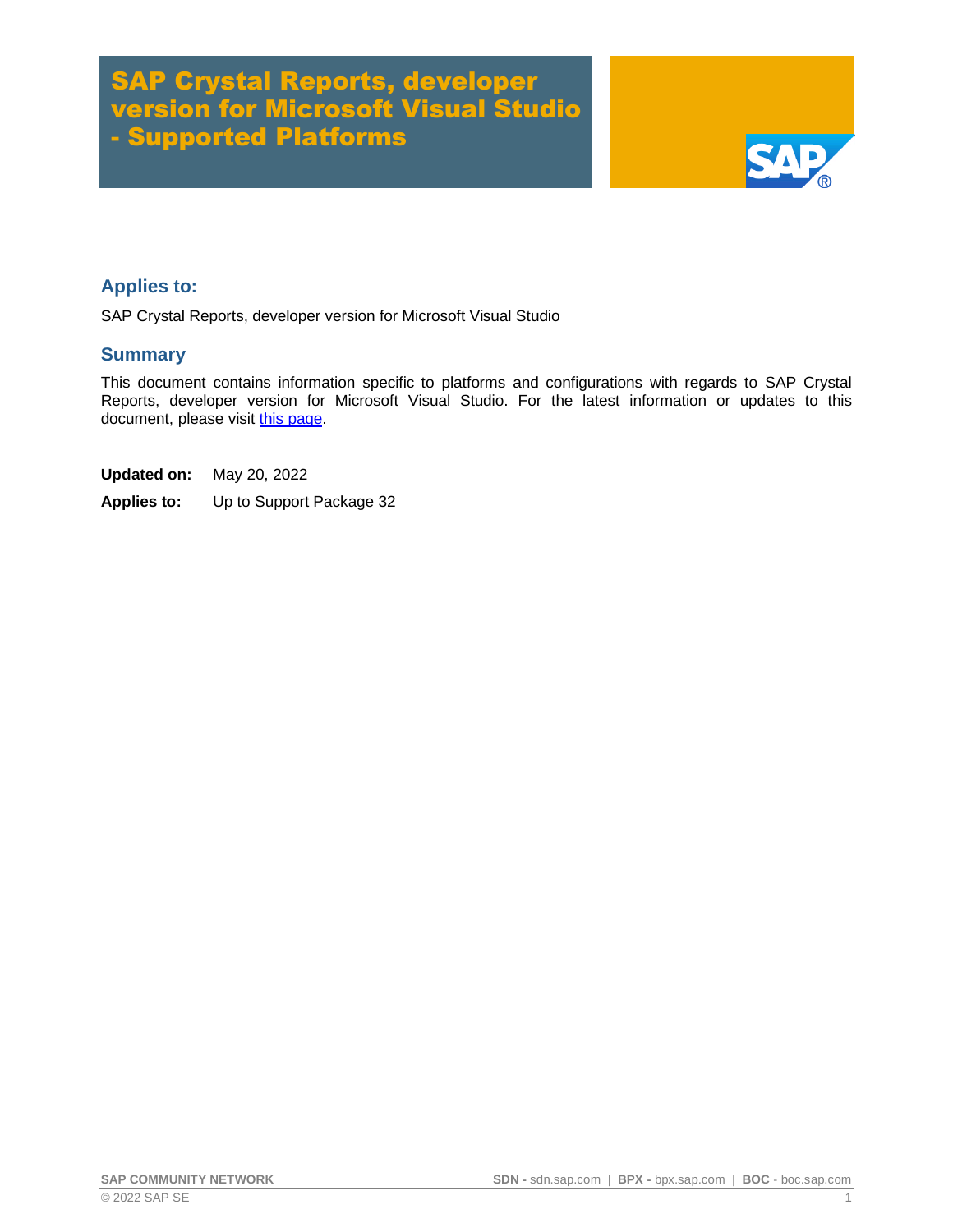# SAP Crystal Reports, developer version for Microsoft Visual Studio - Supported Platforms

## Applies to:

SAP Crystal Reports, developer version for Microsoft Visual Studio

## Summary

This document contains information specific to platforms and configurations with regards to SAP Crystal Reports, developer version for Microsoft Visual Studio. For the latest information or updates to this document, please visit this page.

**Updated on:** May 20, 2022

**Applies to:** Up to Support Package 32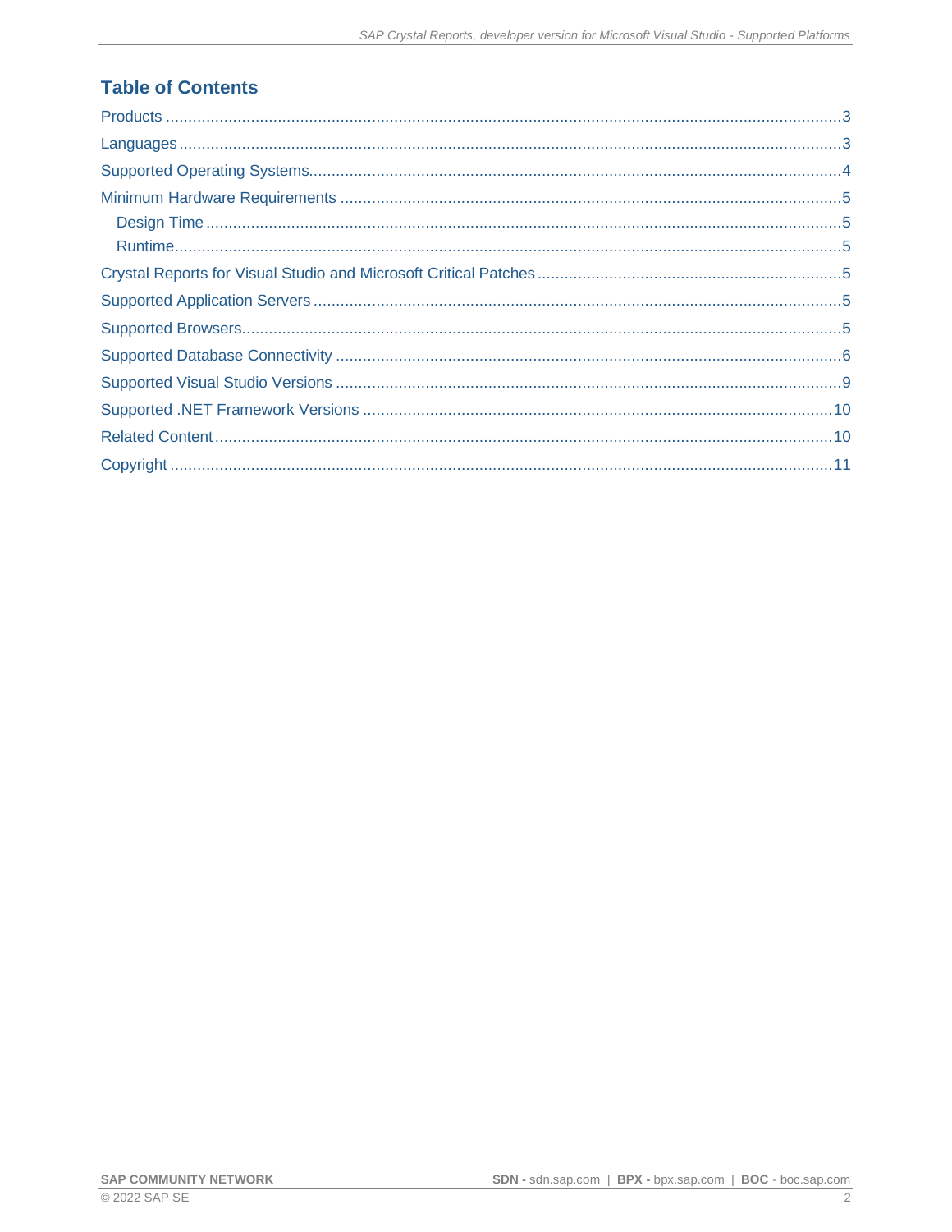## Table of Contents

- Products ..... 3
- Languages ..... 3
- Supported Operating Systems ..... 4
- Minimum Hardware Requirements ..... 5
  - Design Time ..... 5
  - Runtime ..... 5
- Crystal Reports for Visual Studio and Microsoft Critical Patches ..... 5
- Supported Application Servers ..... 5
- Supported Browsers ..... 5
- Supported Database Connectivity ..... 6
- Supported Visual Studio Versions ..... 9
- Supported .NET Framework Versions ..... 10
- Related Content ..... 10
- Copyright ..... 11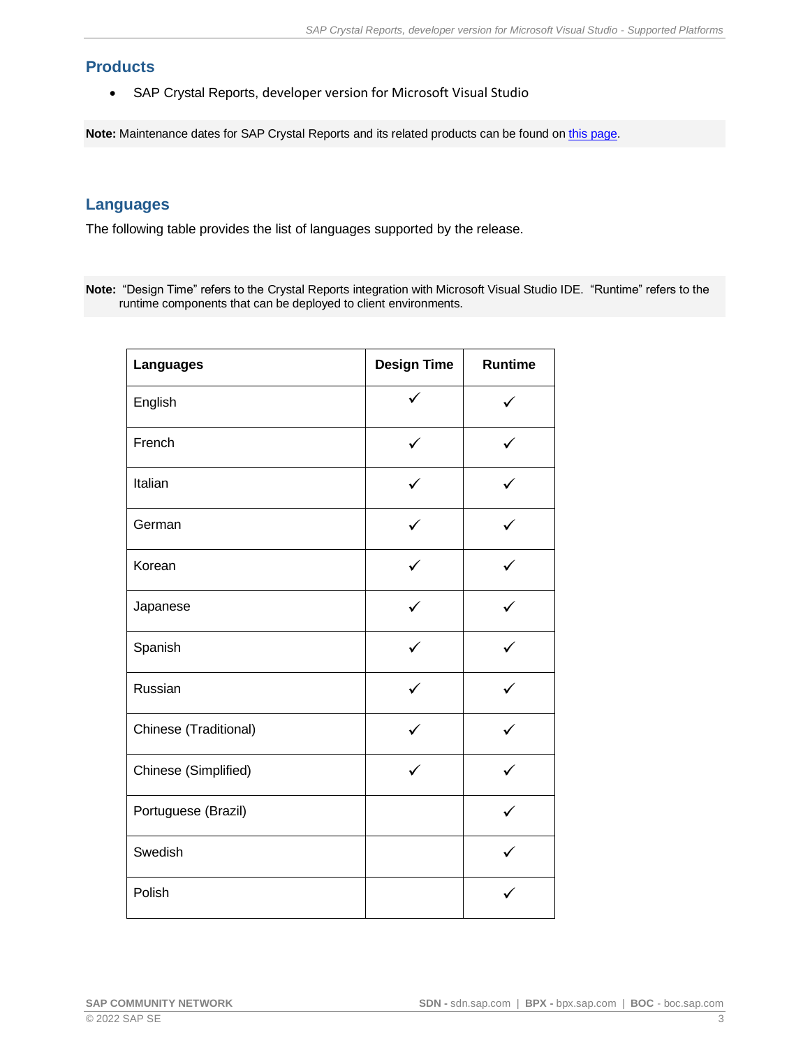## Products

- SAP Crystal Reports, developer version for Microsoft Visual Studio

**Note:** Maintenance dates for SAP Crystal Reports and its related products can be found on [this page](this page).

## Languages

The following table provides the list of languages supported by the release.

**Note:** "Design Time" refers to the Crystal Reports integration with Microsoft Visual Studio IDE. "Runtime" refers to the runtime components that can be deployed to client environments.

| Languages | Design Time | Runtime |
|---|---|---|
| English | ✓ | ✓ |
| French | ✓ | ✓ |
| Italian | ✓ | ✓ |
| German | ✓ | ✓ |
| Korean | ✓ | ✓ |
| Japanese | ✓ | ✓ |
| Spanish | ✓ | ✓ |
| Russian | ✓ | ✓ |
| Chinese (Traditional) | ✓ | ✓ |
| Chinese (Simplified) | ✓ | ✓ |
| Portuguese (Brazil) | | ✓ |
| Swedish | | ✓ |
| Polish | | ✓ |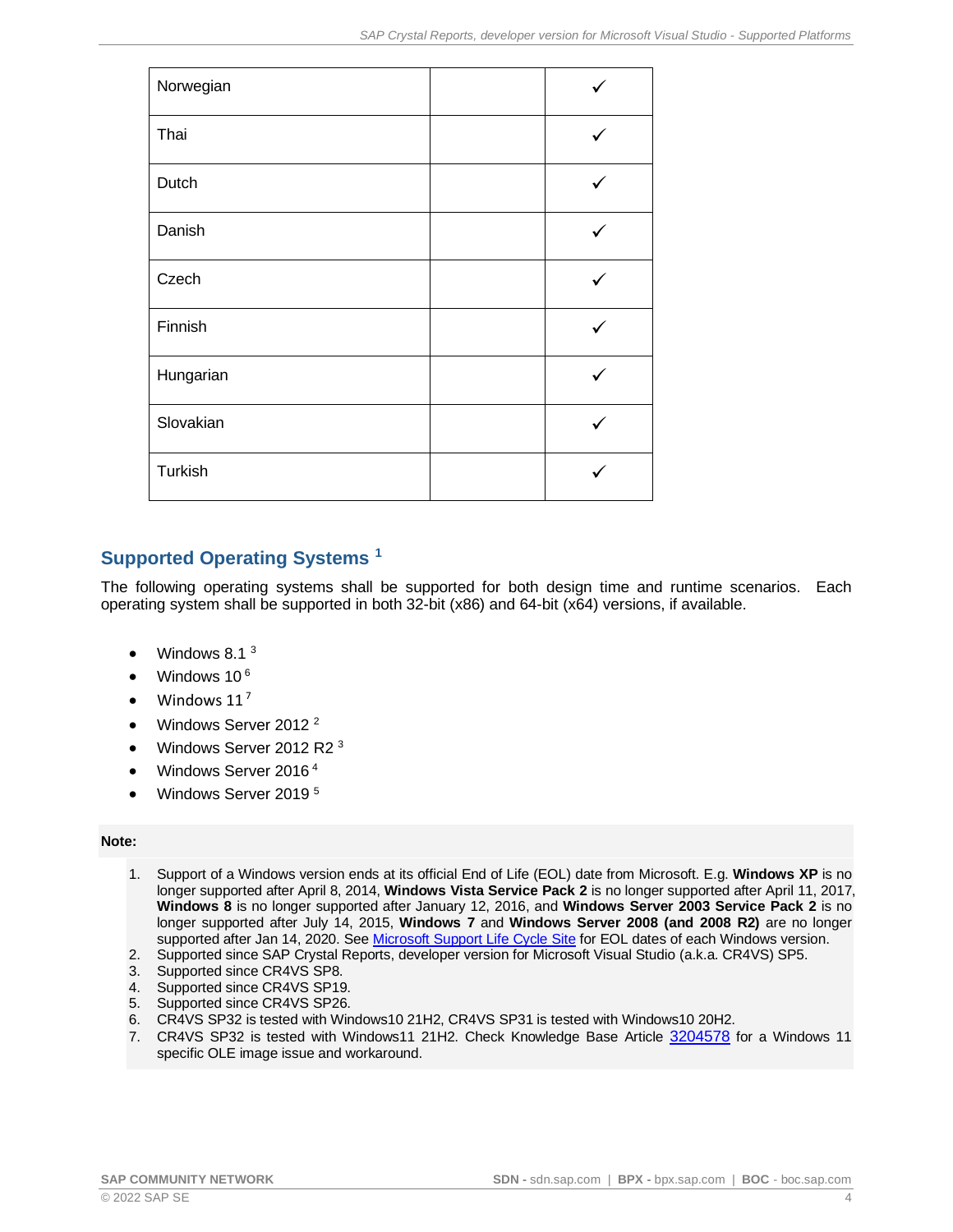| | | |
|---|---|---|
| Norwegian | | ✓ |
| Thai | | ✓ |
| Dutch | | ✓ |
| Danish | | ✓ |
| Czech | | ✓ |
| Finnish | | ✓ |
| Hungarian | | ✓ |
| Slovakian | | ✓ |
| Turkish | | ✓ |

## Supported Operating Systems [1]

The following operating systems shall be supported for both design time and runtime scenarios. Each operating system shall be supported in both 32-bit (x86) and 64-bit (x64) versions, if available.

- Windows 8.1 [3]
- Windows 10 [6]
- Windows 11 [7]
- Windows Server 2012 [2]
- Windows Server 2012 R2 [3]
- Windows Server 2016 [4]
- Windows Server 2019 [5]

**Note:**

1. Support of a Windows version ends at its official End of Life (EOL) date from Microsoft. E.g. **Windows XP** is no longer supported after April 8, 2014, **Windows Vista Service Pack 2** is no longer supported after April 11, 2017, **Windows 8** is no longer supported after January 12, 2016, and **Windows Server 2003 Service Pack 2** is no longer supported after July 14, 2015, **Windows 7** and **Windows Server 2008 (and 2008 R2)** are no longer supported after Jan 14, 2020. See Microsoft Support Life Cycle Site for EOL dates of each Windows version.
2. Supported since SAP Crystal Reports, developer version for Microsoft Visual Studio (a.k.a. CR4VS) SP5.
3. Supported since CR4VS SP8.
4. Supported since CR4VS SP19.
5. Supported since CR4VS SP26.
6. CR4VS SP32 is tested with Windows10 21H2, CR4VS SP31 is tested with Windows10 20H2.
7. CR4VS SP32 is tested with Windows11 21H2. Check Knowledge Base Article 3204578 for a Windows 11 specific OLE image issue and workaround.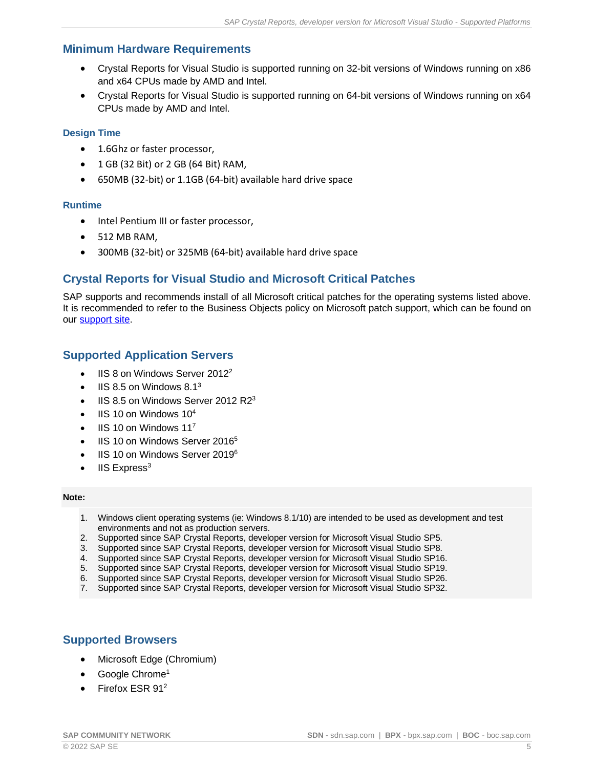## Minimum Hardware Requirements

- Crystal Reports for Visual Studio is supported running on 32-bit versions of Windows running on x86 and x64 CPUs made by AMD and Intel.
- Crystal Reports for Visual Studio is supported running on 64-bit versions of Windows running on x64 CPUs made by AMD and Intel.

### Design Time

- 1.6Ghz or faster processor,
- 1 GB (32 Bit) or 2 GB (64 Bit) RAM,
- 650MB (32-bit) or 1.1GB (64-bit) available hard drive space

### Runtime

- Intel Pentium III or faster processor,
- 512 MB RAM,
- 300MB (32-bit) or 325MB (64-bit) available hard drive space

## Crystal Reports for Visual Studio and Microsoft Critical Patches

SAP supports and recommends install of all Microsoft critical patches for the operating systems listed above. It is recommended to refer to the Business Objects policy on Microsoft patch support, which can be found on our support site.

## Supported Application Servers

- IIS 8 on Windows Server 2012[2]
- IIS 8.5 on Windows 8.1[3]
- IIS 8.5 on Windows Server 2012 R2[3]
- IIS 10 on Windows 10[4]
- IIS 10 on Windows 11[7]
- IIS 10 on Windows Server 2016[5]
- IIS 10 on Windows Server 2019[6]
- IIS Express[3]

**Note:**

1. Windows client operating systems (ie: Windows 8.1/10) are intended to be used as development and test environments and not as production servers.
2. Supported since SAP Crystal Reports, developer version for Microsoft Visual Studio SP5.
3. Supported since SAP Crystal Reports, developer version for Microsoft Visual Studio SP8.
4. Supported since SAP Crystal Reports, developer version for Microsoft Visual Studio SP16.
5. Supported since SAP Crystal Reports, developer version for Microsoft Visual Studio SP19.
6. Supported since SAP Crystal Reports, developer version for Microsoft Visual Studio SP26.
7. Supported since SAP Crystal Reports, developer version for Microsoft Visual Studio SP32.

## Supported Browsers

- Microsoft Edge (Chromium)
- Google Chrome[1]
- Firefox ESR 91[2]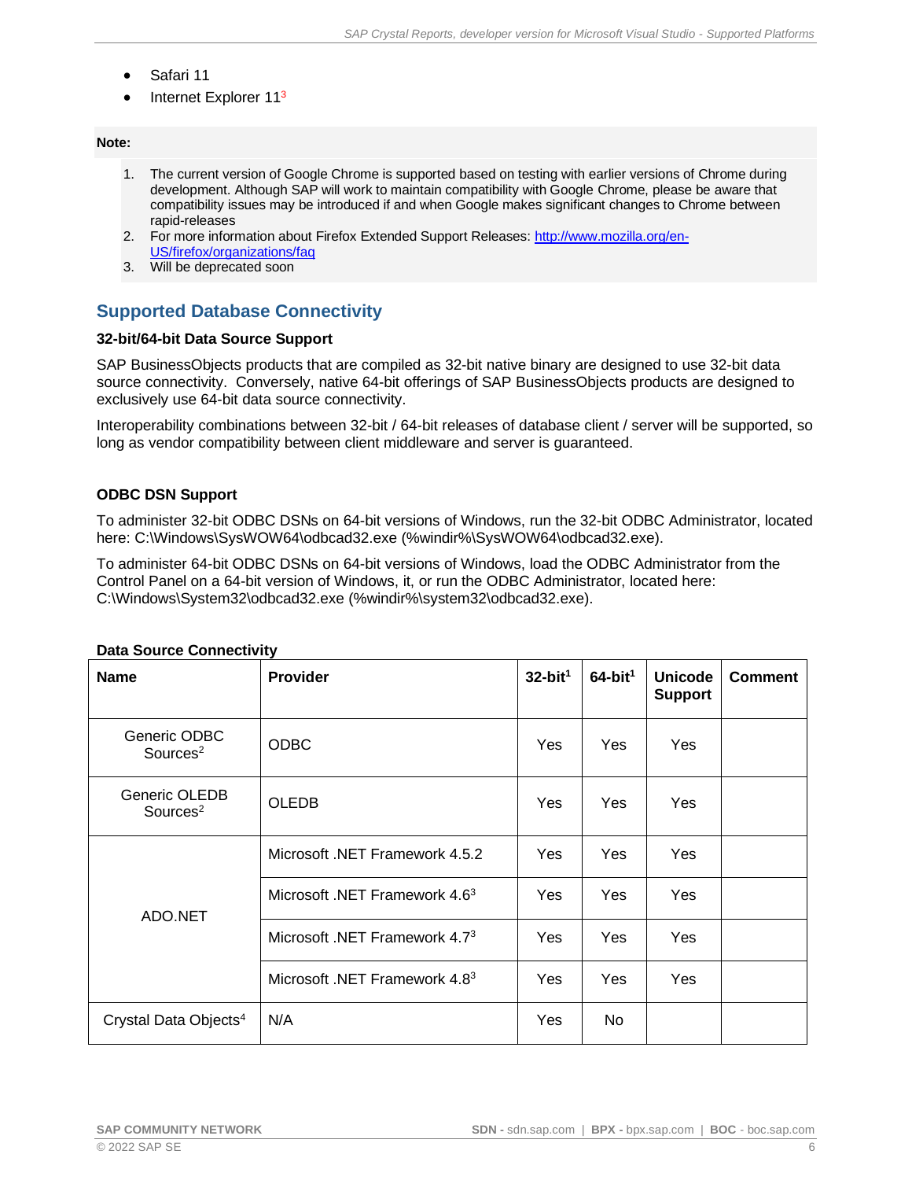- Safari 11
- Internet Explorer 11[3]

**Note:**

1. The current version of Google Chrome is supported based on testing with earlier versions of Chrome during development. Although SAP will work to maintain compatibility with Google Chrome, please be aware that compatibility issues may be introduced if and when Google makes significant changes to Chrome between rapid-releases
2. For more information about Firefox Extended Support Releases: [http://www.mozilla.org/en-US/firefox/organizations/faq](http://www.mozilla.org/en-US/firefox/organizations/faq)
3. Will be deprecated soon

## Supported Database Connectivity

**32-bit/64-bit Data Source Support**

SAP BusinessObjects products that are compiled as 32-bit native binary are designed to use 32-bit data source connectivity. Conversely, native 64-bit offerings of SAP BusinessObjects products are designed to exclusively use 64-bit data source connectivity.

Interoperability combinations between 32-bit / 64-bit releases of database client / server will be supported, so long as vendor compatibility between client middleware and server is guaranteed.

**ODBC DSN Support**

To administer 32-bit ODBC DSNs on 64-bit versions of Windows, run the 32-bit ODBC Administrator, located here: C:\Windows\SysWOW64\odbcad32.exe (%windir%\SysWOW64\odbcad32.exe).

To administer 64-bit ODBC DSNs on 64-bit versions of Windows, load the ODBC Administrator from the Control Panel on a 64-bit version of Windows, it, or run the ODBC Administrator, located here: C:\Windows\System32\odbcad32.exe (%windir%\system32\odbcad32.exe).

**Data Source Connectivity**

| Name | Provider | 32-bit[1] | 64-bit[1] | Unicode Support | Comment |
|---|---|---|---|---|---|
| Generic ODBC Sources[2] | ODBC | Yes | Yes | Yes | |
| Generic OLEDB Sources[2] | OLEDB | Yes | Yes | Yes | |
| ADO.NET | Microsoft .NET Framework 4.5.2 | Yes | Yes | Yes | |
| | Microsoft .NET Framework 4.6[3] | Yes | Yes | Yes | |
| | Microsoft .NET Framework 4.7[3] | Yes | Yes | Yes | |
| | Microsoft .NET Framework 4.8[3] | Yes | Yes | Yes | |
| Crystal Data Objects[4] | N/A | Yes | No | | |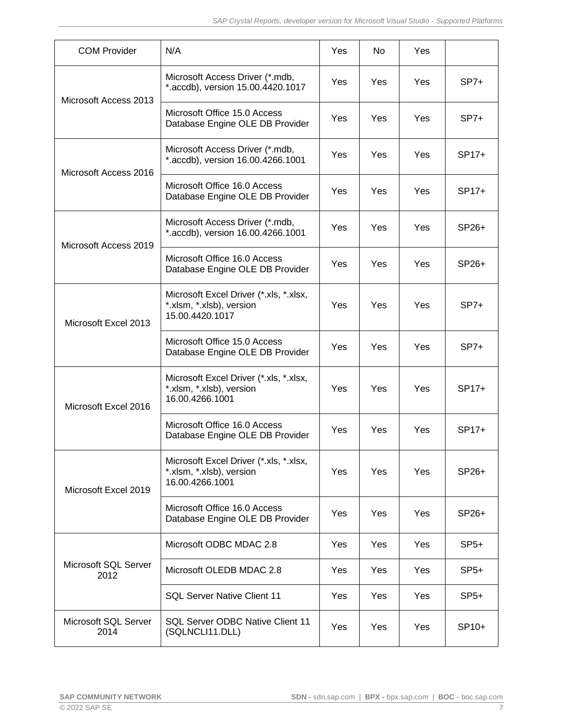| | | | | | |
|---|---|---|---|---|---|
| COM Provider | N/A | Yes | No | Yes | |
| Microsoft Access 2013 | Microsoft Access Driver (*.mdb, *.accdb), version 15.00.4420.1017 | Yes | Yes | Yes | SP7+ |
| | Microsoft Office 15.0 Access Database Engine OLE DB Provider | Yes | Yes | Yes | SP7+ |
| Microsoft Access 2016 | Microsoft Access Driver (*.mdb, *.accdb), version 16.00.4266.1001 | Yes | Yes | Yes | SP17+ |
| | Microsoft Office 16.0 Access Database Engine OLE DB Provider | Yes | Yes | Yes | SP17+ |
| Microsoft Access 2019 | Microsoft Access Driver (*.mdb, *.accdb), version 16.00.4266.1001 | Yes | Yes | Yes | SP26+ |
| | Microsoft Office 16.0 Access Database Engine OLE DB Provider | Yes | Yes | Yes | SP26+ |
| Microsoft Excel 2013 | Microsoft Excel Driver (*.xls, *.xlsx, *.xlsm, *.xlsb), version 15.00.4420.1017 | Yes | Yes | Yes | SP7+ |
| | Microsoft Office 15.0 Access Database Engine OLE DB Provider | Yes | Yes | Yes | SP7+ |
| Microsoft Excel 2016 | Microsoft Excel Driver (*.xls, *.xlsx, *.xlsm, *.xlsb), version 16.00.4266.1001 | Yes | Yes | Yes | SP17+ |
| | Microsoft Office 16.0 Access Database Engine OLE DB Provider | Yes | Yes | Yes | SP17+ |
| Microsoft Excel 2019 | Microsoft Excel Driver (*.xls, *.xlsx, *.xlsm, *.xlsb), version 16.00.4266.1001 | Yes | Yes | Yes | SP26+ |
| | Microsoft Office 16.0 Access Database Engine OLE DB Provider | Yes | Yes | Yes | SP26+ |
| Microsoft SQL Server 2012 | Microsoft ODBC MDAC 2.8 | Yes | Yes | Yes | SP5+ |
| | Microsoft OLEDB MDAC 2.8 | Yes | Yes | Yes | SP5+ |
| | SQL Server Native Client 11 | Yes | Yes | Yes | SP5+ |
| Microsoft SQL Server 2014 | SQL Server ODBC Native Client 11 (SQLNCLI11.DLL) | Yes | Yes | Yes | SP10+ |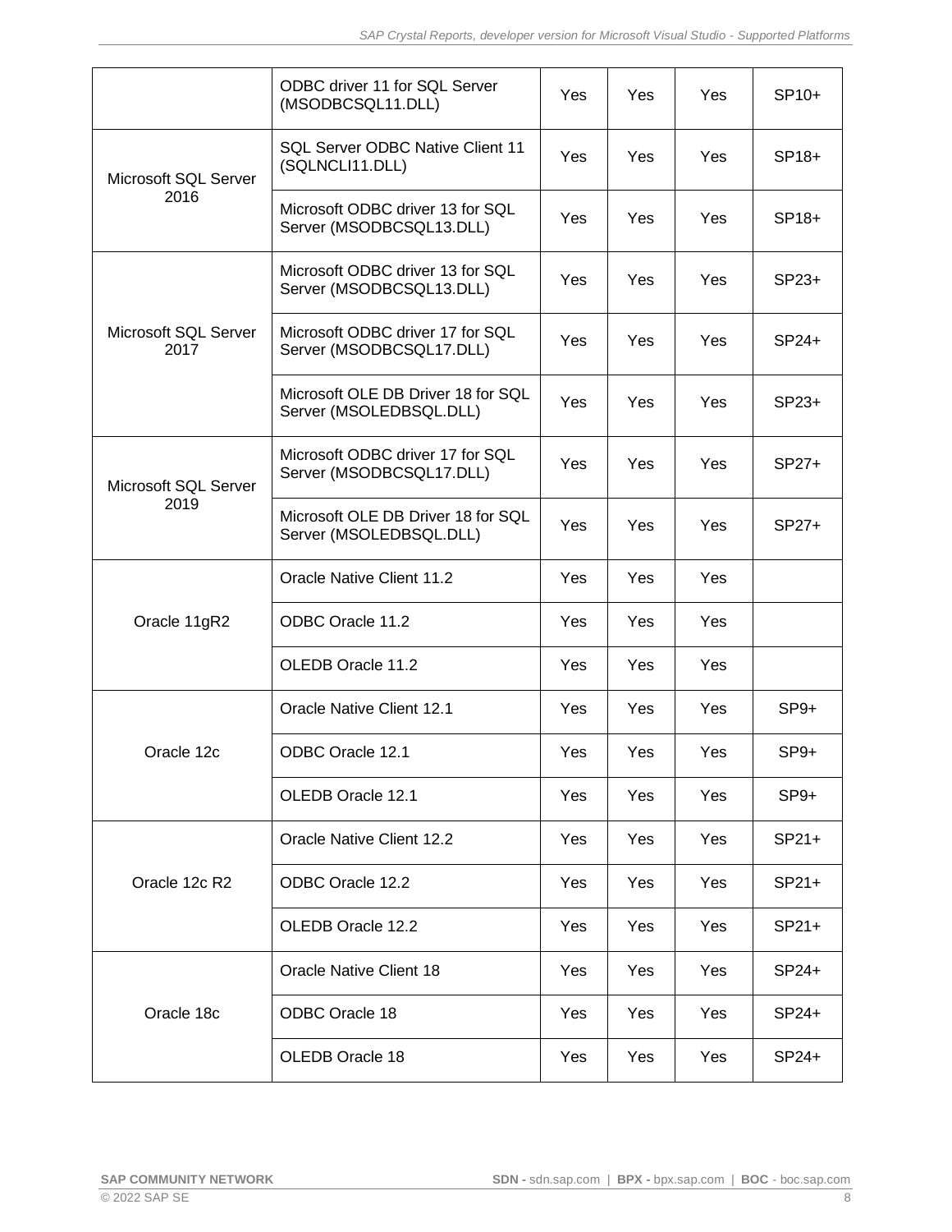| | | | | | |
|---|---|---|---|---|---|
| | ODBC driver 11 for SQL Server (MSODBCSQL11.DLL) | Yes | Yes | Yes | SP10+ |
| Microsoft SQL Server 2016 | SQL Server ODBC Native Client 11 (SQLNCLI11.DLL) | Yes | Yes | Yes | SP18+ |
| | Microsoft ODBC driver 13 for SQL Server (MSODBCSQL13.DLL) | Yes | Yes | Yes | SP18+ |
| Microsoft SQL Server 2017 | Microsoft ODBC driver 13 for SQL Server (MSODBCSQL13.DLL) | Yes | Yes | Yes | SP23+ |
| | Microsoft ODBC driver 17 for SQL Server (MSODBCSQL17.DLL) | Yes | Yes | Yes | SP24+ |
| | Microsoft OLE DB Driver 18 for SQL Server (MSOLEDBSQL.DLL) | Yes | Yes | Yes | SP23+ |
| Microsoft SQL Server 2019 | Microsoft ODBC driver 17 for SQL Server (MSODBCSQL17.DLL) | Yes | Yes | Yes | SP27+ |
| | Microsoft OLE DB Driver 18 for SQL Server (MSOLEDBSQL.DLL) | Yes | Yes | Yes | SP27+ |
| Oracle 11gR2 | Oracle Native Client 11.2 | Yes | Yes | Yes | |
| | ODBC Oracle 11.2 | Yes | Yes | Yes | |
| | OLEDB Oracle 11.2 | Yes | Yes | Yes | |
| Oracle 12c | Oracle Native Client 12.1 | Yes | Yes | Yes | SP9+ |
| | ODBC Oracle 12.1 | Yes | Yes | Yes | SP9+ |
| | OLEDB Oracle 12.1 | Yes | Yes | Yes | SP9+ |
| Oracle 12c R2 | Oracle Native Client 12.2 | Yes | Yes | Yes | SP21+ |
| | ODBC Oracle 12.2 | Yes | Yes | Yes | SP21+ |
| | OLEDB Oracle 12.2 | Yes | Yes | Yes | SP21+ |
| Oracle 18c | Oracle Native Client 18 | Yes | Yes | Yes | SP24+ |
| | ODBC Oracle 18 | Yes | Yes | Yes | SP24+ |
| | OLEDB Oracle 18 | Yes | Yes | Yes | SP24+ |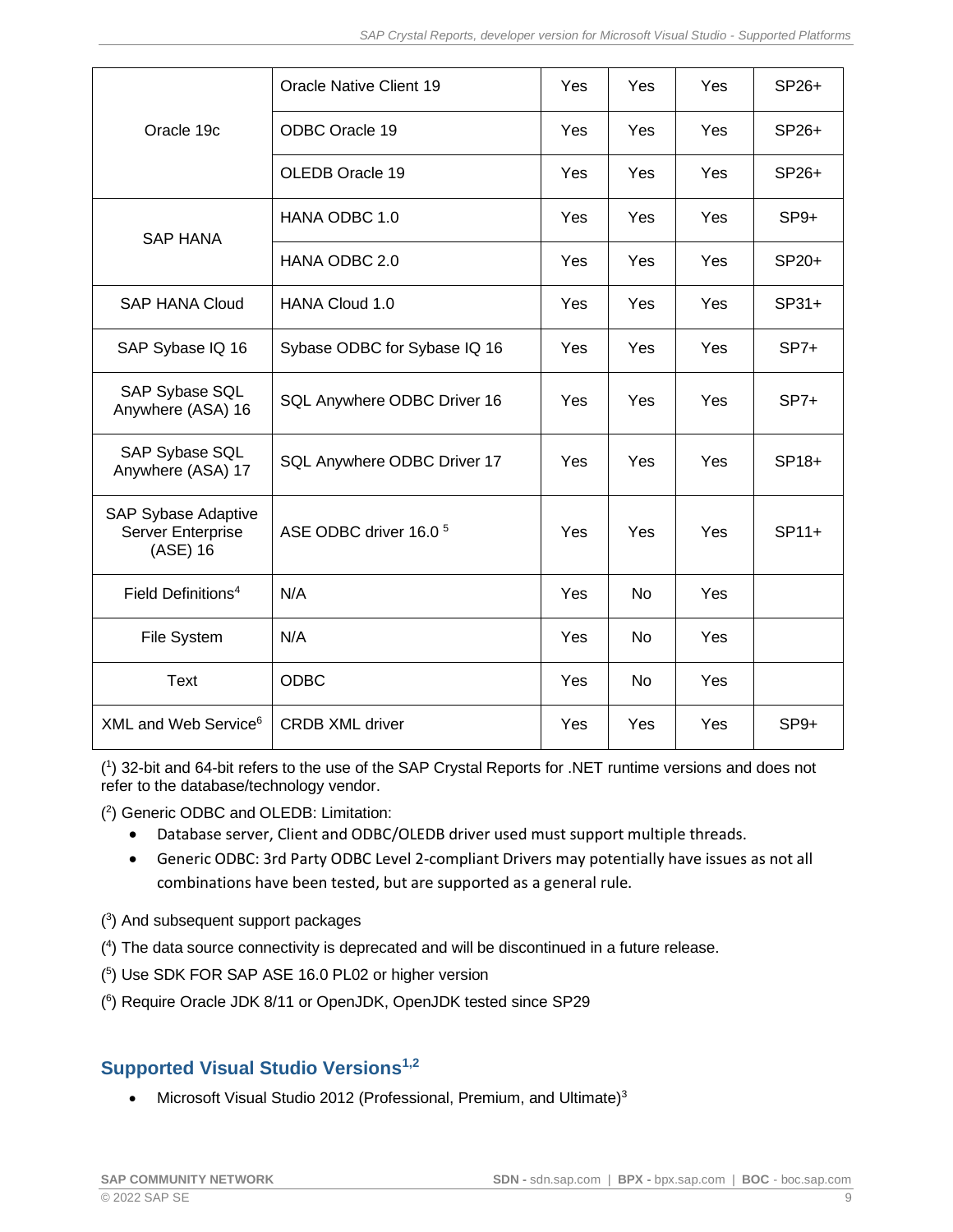| | | | | | |
|---|---|---|---|---|---|
| Oracle 19c | Oracle Native Client 19 | Yes | Yes | Yes | SP26+ |
| | ODBC Oracle 19 | Yes | Yes | Yes | SP26+ |
| | OLEDB Oracle 19 | Yes | Yes | Yes | SP26+ |
| SAP HANA | HANA ODBC 1.0 | Yes | Yes | Yes | SP9+ |
| | HANA ODBC 2.0 | Yes | Yes | Yes | SP20+ |
| SAP HANA Cloud | HANA Cloud 1.0 | Yes | Yes | Yes | SP31+ |
| SAP Sybase IQ 16 | Sybase ODBC for Sybase IQ 16 | Yes | Yes | Yes | SP7+ |
| SAP Sybase SQL Anywhere (ASA) 16 | SQL Anywhere ODBC Driver 16 | Yes | Yes | Yes | SP7+ |
| SAP Sybase SQL Anywhere (ASA) 17 | SQL Anywhere ODBC Driver 17 | Yes | Yes | Yes | SP18+ |
| SAP Sybase Adaptive Server Enterprise (ASE) 16 | ASE ODBC driver 16.0 [5] | Yes | Yes | Yes | SP11+ |
| Field Definitions[4] | N/A | Yes | No | Yes | |
| File System | N/A | Yes | No | Yes | |
| Text | ODBC | Yes | No | Yes | |
| XML and Web Service[6] | CRDB XML driver | Yes | Yes | Yes | SP9+ |

([1]) 32-bit and 64-bit refers to the use of the SAP Crystal Reports for .NET runtime versions and does not refer to the database/technology vendor.

([2]) Generic ODBC and OLEDB: Limitation:

- Database server, Client and ODBC/OLEDB driver used must support multiple threads.
- Generic ODBC: 3rd Party ODBC Level 2-compliant Drivers may potentially have issues as not all combinations have been tested, but are supported as a general rule.

([3]) And subsequent support packages

([4]) The data source connectivity is deprecated and will be discontinued in a future release.

([5]) Use SDK FOR SAP ASE 16.0 PL02 or higher version

([6]) Require Oracle JDK 8/11 or OpenJDK, OpenJDK tested since SP29

## Supported Visual Studio Versions[1,2]

- Microsoft Visual Studio 2012 (Professional, Premium, and Ultimate)[3]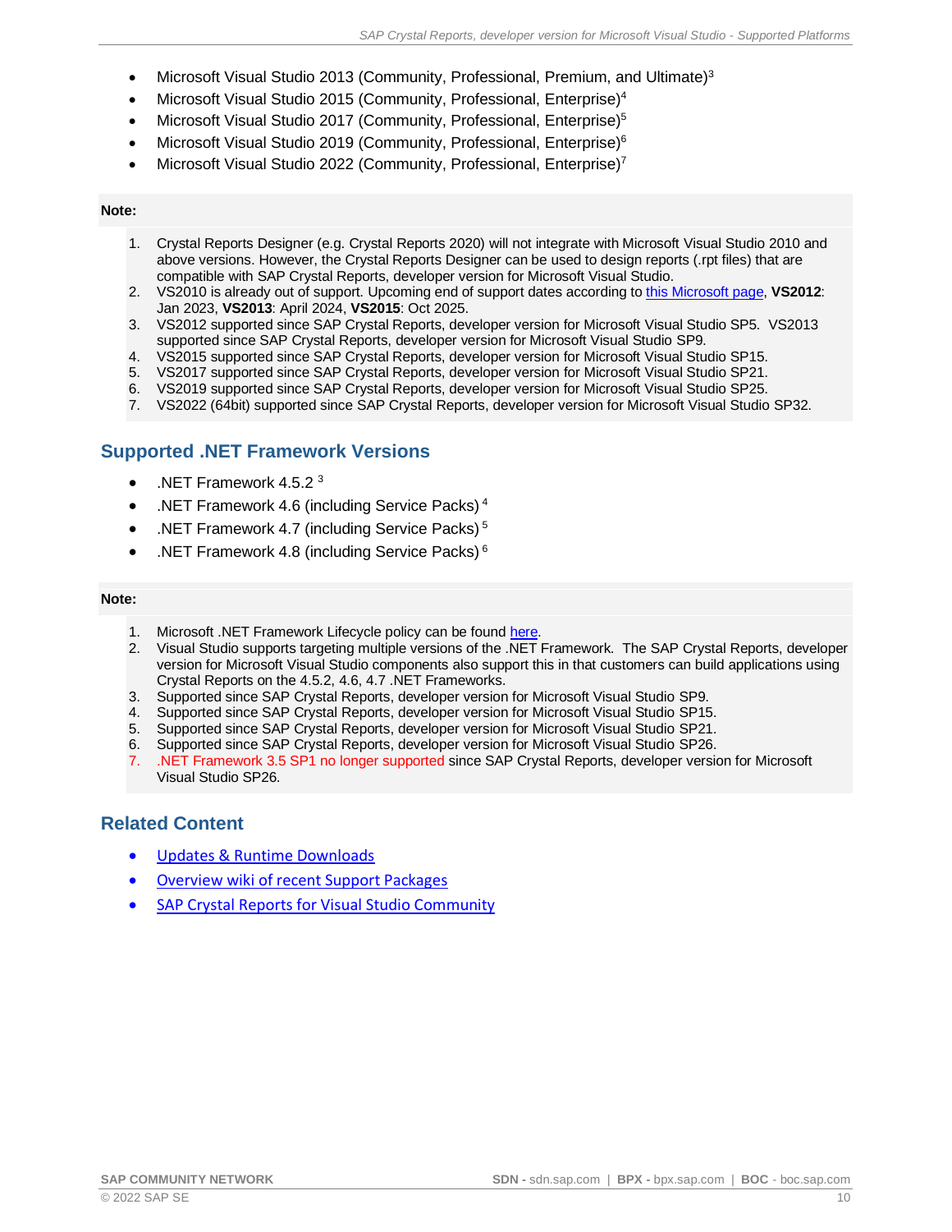- Microsoft Visual Studio 2013 (Community, Professional, Premium, and Ultimate)[3]
- Microsoft Visual Studio 2015 (Community, Professional, Enterprise)[4]
- Microsoft Visual Studio 2017 (Community, Professional, Enterprise)[5]
- Microsoft Visual Studio 2019 (Community, Professional, Enterprise)[6]
- Microsoft Visual Studio 2022 (Community, Professional, Enterprise)[7]

**Note:**

1. Crystal Reports Designer (e.g. Crystal Reports 2020) will not integrate with Microsoft Visual Studio 2010 and above versions. However, the Crystal Reports Designer can be used to design reports (.rpt files) that are compatible with SAP Crystal Reports, developer version for Microsoft Visual Studio.
2. VS2010 is already out of support. Upcoming end of support dates according to this Microsoft page, **VS2012**: Jan 2023, **VS2013**: April 2024, **VS2015**: Oct 2025.
3. VS2012 supported since SAP Crystal Reports, developer version for Microsoft Visual Studio SP5. VS2013 supported since SAP Crystal Reports, developer version for Microsoft Visual Studio SP9.
4. VS2015 supported since SAP Crystal Reports, developer version for Microsoft Visual Studio SP15.
5. VS2017 supported since SAP Crystal Reports, developer version for Microsoft Visual Studio SP21.
6. VS2019 supported since SAP Crystal Reports, developer version for Microsoft Visual Studio SP25.
7. VS2022 (64bit) supported since SAP Crystal Reports, developer version for Microsoft Visual Studio SP32.

## Supported .NET Framework Versions

- .NET Framework 4.5.2 [3]
- .NET Framework 4.6 (including Service Packs) [4]
- .NET Framework 4.7 (including Service Packs) [5]
- .NET Framework 4.8 (including Service Packs) [6]

**Note:**

1. Microsoft .NET Framework Lifecycle policy can be found here.
2. Visual Studio supports targeting multiple versions of the .NET Framework. The SAP Crystal Reports, developer version for Microsoft Visual Studio components also support this in that customers can build applications using Crystal Reports on the 4.5.2, 4.6, 4.7 .NET Frameworks.
3. Supported since SAP Crystal Reports, developer version for Microsoft Visual Studio SP9.
4. Supported since SAP Crystal Reports, developer version for Microsoft Visual Studio SP15.
5. Supported since SAP Crystal Reports, developer version for Microsoft Visual Studio SP21.
6. Supported since SAP Crystal Reports, developer version for Microsoft Visual Studio SP26.
7. .NET Framework 3.5 SP1 no longer supported since SAP Crystal Reports, developer version for Microsoft Visual Studio SP26.

## Related Content

- Updates & Runtime Downloads
- Overview wiki of recent Support Packages
- SAP Crystal Reports for Visual Studio Community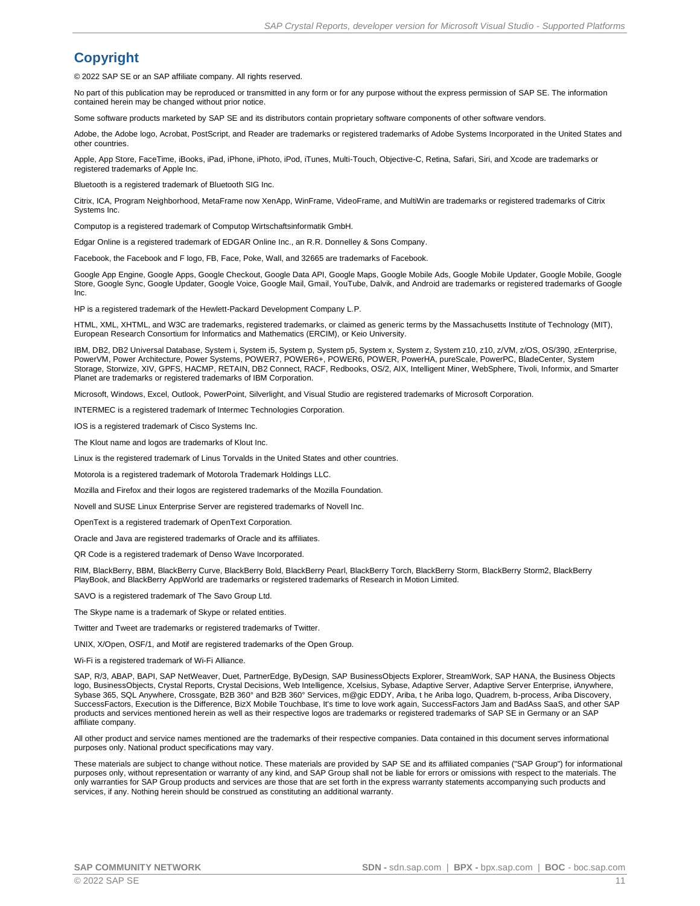# Copyright

© 2022 SAP SE or an SAP affiliate company. All rights reserved.

No part of this publication may be reproduced or transmitted in any form or for any purpose without the express permission of SAP SE. The information contained herein may be changed without prior notice.

Some software products marketed by SAP SE and its distributors contain proprietary software components of other software vendors.

Adobe, the Adobe logo, Acrobat, PostScript, and Reader are trademarks or registered trademarks of Adobe Systems Incorporated in the United States and other countries.

Apple, App Store, FaceTime, iBooks, iPad, iPhone, iPhoto, iPod, iTunes, Multi-Touch, Objective-C, Retina, Safari, Siri, and Xcode are trademarks or registered trademarks of Apple Inc.

Bluetooth is a registered trademark of Bluetooth SIG Inc.

Citrix, ICA, Program Neighborhood, MetaFrame now XenApp, WinFrame, VideoFrame, and MultiWin are trademarks or registered trademarks of Citrix Systems Inc.

Computop is a registered trademark of Computop Wirtschaftsinformatik GmbH.

Edgar Online is a registered trademark of EDGAR Online Inc., an R.R. Donnelley & Sons Company.

Facebook, the Facebook and F logo, FB, Face, Poke, Wall, and 32665 are trademarks of Facebook.

Google App Engine, Google Apps, Google Checkout, Google Data API, Google Maps, Google Mobile Ads, Google Mobile Updater, Google Mobile, Google Store, Google Sync, Google Updater, Google Voice, Google Mail, Gmail, YouTube, Dalvik, and Android are trademarks or registered trademarks of Google Inc.

HP is a registered trademark of the Hewlett-Packard Development Company L.P.

HTML, XML, XHTML, and W3C are trademarks, registered trademarks, or claimed as generic terms by the Massachusetts Institute of Technology (MIT), European Research Consortium for Informatics and Mathematics (ERCIM), or Keio University.

IBM, DB2, DB2 Universal Database, System i, System i5, System p, System p5, System x, System z, System z10, z10, z/VM, z/OS, OS/390, zEnterprise, PowerVM, Power Architecture, Power Systems, POWER7, POWER6+, POWER6, POWER, PowerHA, pureScale, PowerPC, BladeCenter, System Storage, Storwize, XIV, GPFS, HACMP, RETAIN, DB2 Connect, RACF, Redbooks, OS/2, AIX, Intelligent Miner, WebSphere, Tivoli, Informix, and Smarter Planet are trademarks or registered trademarks of IBM Corporation.

Microsoft, Windows, Excel, Outlook, PowerPoint, Silverlight, and Visual Studio are registered trademarks of Microsoft Corporation.

INTERMEC is a registered trademark of Intermec Technologies Corporation.

IOS is a registered trademark of Cisco Systems Inc.

The Klout name and logos are trademarks of Klout Inc.

Linux is the registered trademark of Linus Torvalds in the United States and other countries.

Motorola is a registered trademark of Motorola Trademark Holdings LLC.

Mozilla and Firefox and their logos are registered trademarks of the Mozilla Foundation.

Novell and SUSE Linux Enterprise Server are registered trademarks of Novell Inc.

OpenText is a registered trademark of OpenText Corporation.

Oracle and Java are registered trademarks of Oracle and its affiliates.

QR Code is a registered trademark of Denso Wave Incorporated.

RIM, BlackBerry, BBM, BlackBerry Curve, BlackBerry Bold, BlackBerry Pearl, BlackBerry Torch, BlackBerry Storm, BlackBerry Storm2, BlackBerry PlayBook, and BlackBerry AppWorld are trademarks or registered trademarks of Research in Motion Limited.

SAVO is a registered trademark of The Savo Group Ltd.

The Skype name is a trademark of Skype or related entities.

Twitter and Tweet are trademarks or registered trademarks of Twitter.

UNIX, X/Open, OSF/1, and Motif are registered trademarks of the Open Group.

Wi-Fi is a registered trademark of Wi-Fi Alliance.

SAP, R/3, ABAP, BAPI, SAP NetWeaver, Duet, PartnerEdge, ByDesign, SAP BusinessObjects Explorer, StreamWork, SAP HANA, the Business Objects logo, BusinessObjects, Crystal Reports, Crystal Decisions, Web Intelligence, Xcelsius, Sybase, Adaptive Server, Adaptive Server Enterprise, iAnywhere, Sybase 365, SQL Anywhere, Crossgate, B2B 360° and B2B 360° Services, m@gic EDDY, Ariba, t he Ariba logo, Quadrem, b-process, Ariba Discovery, SuccessFactors, Execution is the Difference, BizX Mobile Touchbase, It's time to love work again, SuccessFactors Jam and BadAss SaaS, and other SAP products and services mentioned herein as well as their respective logos are trademarks or registered trademarks of SAP SE in Germany or an SAP affiliate company.

All other product and service names mentioned are the trademarks of their respective companies. Data contained in this document serves informational purposes only. National product specifications may vary.

These materials are subject to change without notice. These materials are provided by SAP SE and its affiliated companies ("SAP Group") for informational purposes only, without representation or warranty of any kind, and SAP Group shall not be liable for errors or omissions with respect to the materials. The only warranties for SAP Group products and services are those that are set forth in the express warranty statements accompanying such products and services, if any. Nothing herein should be construed as constituting an additional warranty.